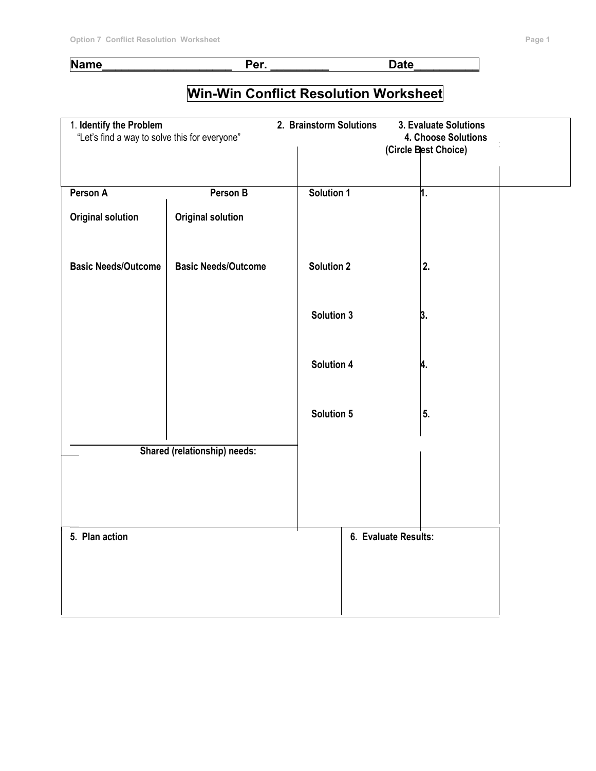Name____________________ Per. _________ Date__________

# Win-Win Conflict Resolution Worksheet

| 1. **Identify the Problem** "Let's find a way to solve this for everyone" | | 2. **Brainstorm Solutions** | 3. **Evaluate Solutions** 4. **Choose Solutions** (Circle Best Choice) |
|---|---|---|---|
| **Person A** | **Person B** | **Solution 1** | 1. |
| **Original solution** | **Original solution** | | |
| **Basic Needs/Outcome** | **Basic Needs/Outcome** | **Solution 2** | 2. |
| | | **Solution 3** | 3. |
| | | **Solution 4** | 4. |
| | | **Solution 5** | 5. |
| **Shared (relationship) needs:** | | | |

| 5. **Plan action** | 6. **Evaluate Results:** |
|---|---|
| | |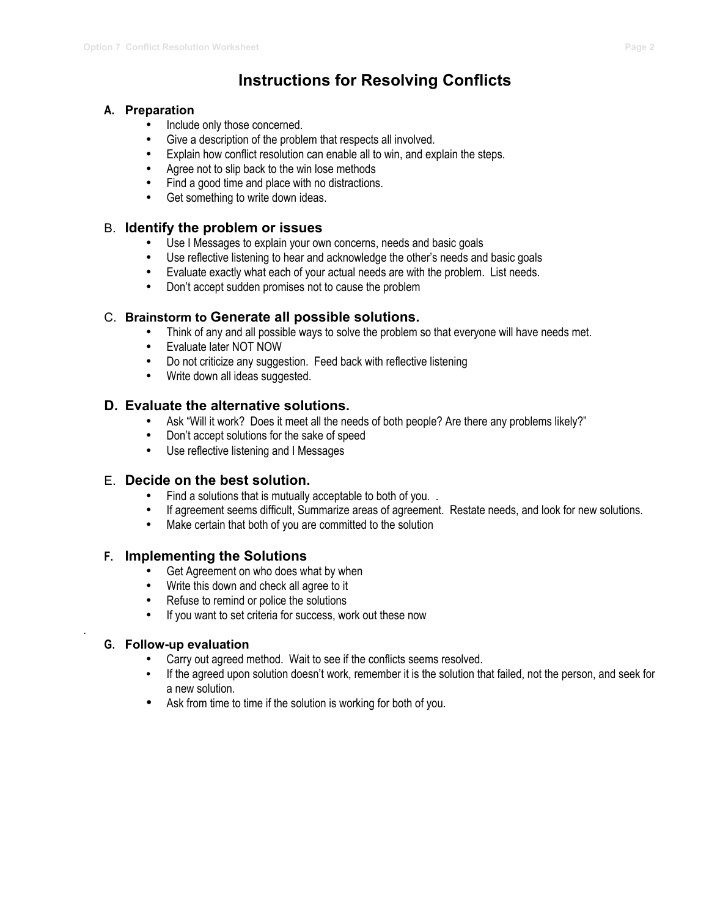# Instructions for Resolving Conflicts

## A. Preparation

- Include only those concerned.
- Give a description of the problem that respects all involved.
- Explain how conflict resolution can enable all to win, and explain the steps.
- Agree not to slip back to the win lose methods
- Find a good time and place with no distractions.
- Get something to write down ideas.

## B. Identify the problem or issues

- Use I Messages to explain your own concerns, needs and basic goals
- Use reflective listening to hear and acknowledge the other's needs and basic goals
- Evaluate exactly what each of your actual needs are with the problem. List needs.
- Don't accept sudden promises not to cause the problem

## C. Brainstorm to Generate all possible solutions.

- Think of any and all possible ways to solve the problem so that everyone will have needs met.
- Evaluate later NOT NOW
- Do not criticize any suggestion. Feed back with reflective listening
- Write down all ideas suggested.

## D. Evaluate the alternative solutions.

- Ask "Will it work? Does it meet all the needs of both people? Are there any problems likely?"
- Don't accept solutions for the sake of speed
- Use reflective listening and I Messages

## E. Decide on the best solution.

- Find a solutions that is mutually acceptable to both of you. .
- If agreement seems difficult, Summarize areas of agreement. Restate needs, and look for new solutions.
- Make certain that both of you are committed to the solution

## F. Implementing the Solutions

- Get Agreement on who does what by when
- Write this down and check all agree to it
- Refuse to remind or police the solutions
- If you want to set criteria for success, work out these now

## G. Follow-up evaluation

- Carry out agreed method. Wait to see if the conflicts seems resolved.
- If the agreed upon solution doesn't work, remember it is the solution that failed, not the person, and seek for a new solution.
- Ask from time to time if the solution is working for both of you.